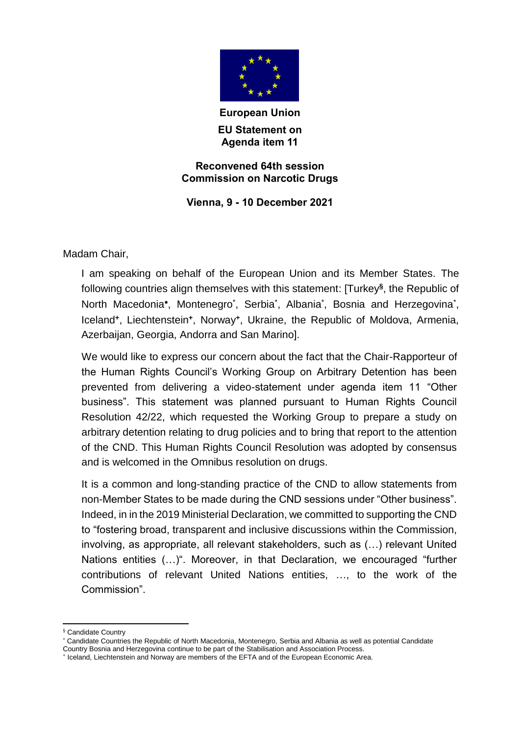**European Union**

**EU Statement on Agenda item 11**

**Reconvened 64th session Commission on Narcotic Drugs**

**Vienna, 9 - 10 December 2021**

Madam Chair,

I am speaking on behalf of the European Union and its Member States. The following countries align themselves with this statement: [Turkey[§], the Republic of North Macedonia[*], Montenegro[*], Serbia[*], Albania[*], Bosnia and Herzegovina[*], Iceland[+], Liechtenstein[+], Norway[+], Ukraine, the Republic of Moldova, Armenia, Azerbaijan, Georgia, Andorra and San Marino].

We would like to express our concern about the fact that the Chair-Rapporteur of the Human Rights Council's Working Group on Arbitrary Detention has been prevented from delivering a video-statement under agenda item 11 "Other business". This statement was planned pursuant to Human Rights Council Resolution 42/22, which requested the Working Group to prepare a study on arbitrary detention relating to drug policies and to bring that report to the attention of the CND. This Human Rights Council Resolution was adopted by consensus and is welcomed in the Omnibus resolution on drugs.

It is a common and long-standing practice of the CND to allow statements from non-Member States to be made during the CND sessions under "Other business". Indeed, in in the 2019 Ministerial Declaration, we committed to supporting the CND to "fostering broad, transparent and inclusive discussions within the Commission, involving, as appropriate, all relevant stakeholders, such as (…) relevant United Nations entities (…)". Moreover, in that Declaration, we encouraged "further contributions of relevant United Nations entities, …, to the work of the Commission".

---

[§] Candidate Country

[*] Candidate Countries the Republic of North Macedonia, Montenegro, Serbia and Albania as well as potential Candidate Country Bosnia and Herzegovina continue to be part of the Stabilisation and Association Process.

[+] Iceland, Liechtenstein and Norway are members of the EFTA and of the European Economic Area.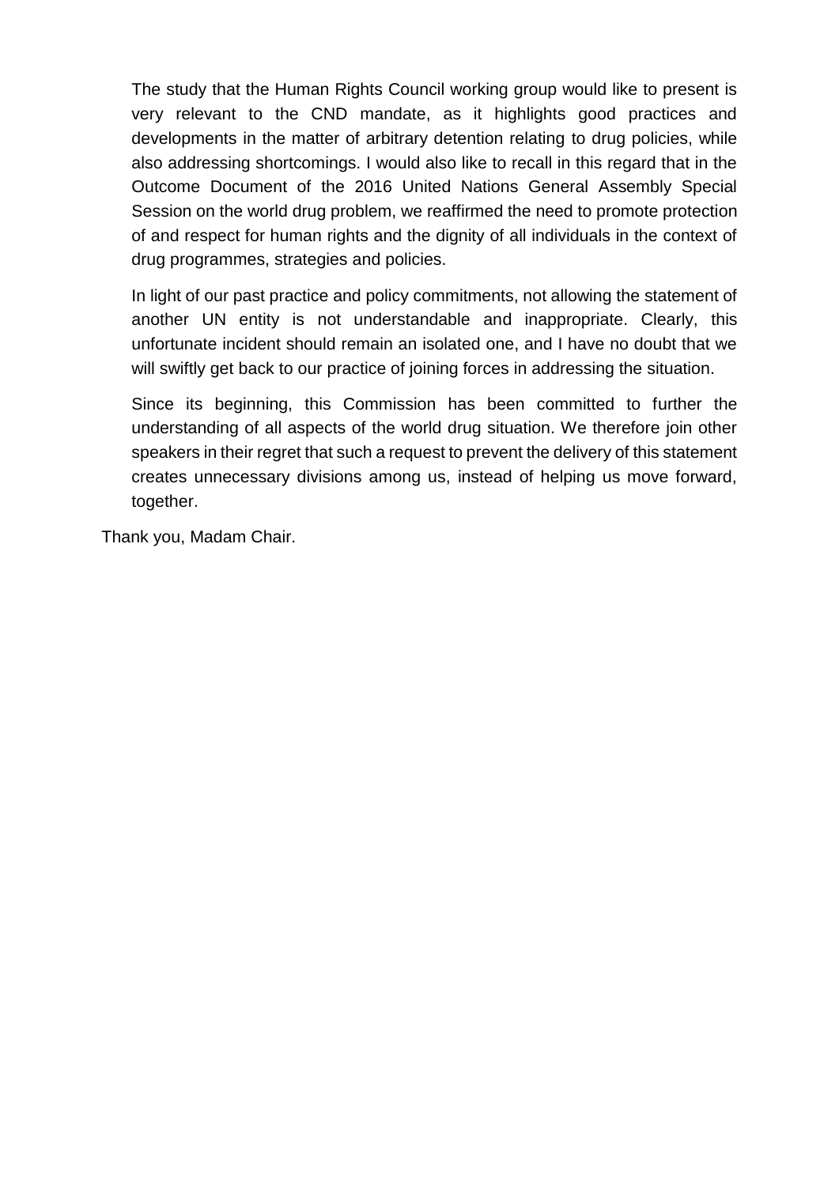The study that the Human Rights Council working group would like to present is very relevant to the CND mandate, as it highlights good practices and developments in the matter of arbitrary detention relating to drug policies, while also addressing shortcomings. I would also like to recall in this regard that in the Outcome Document of the 2016 United Nations General Assembly Special Session on the world drug problem, we reaffirmed the need to promote protection of and respect for human rights and the dignity of all individuals in the context of drug programmes, strategies and policies.

In light of our past practice and policy commitments, not allowing the statement of another UN entity is not understandable and inappropriate. Clearly, this unfortunate incident should remain an isolated one, and I have no doubt that we will swiftly get back to our practice of joining forces in addressing the situation.

Since its beginning, this Commission has been committed to further the understanding of all aspects of the world drug situation. We therefore join other speakers in their regret that such a request to prevent the delivery of this statement creates unnecessary divisions among us, instead of helping us move forward, together.

Thank you, Madam Chair.